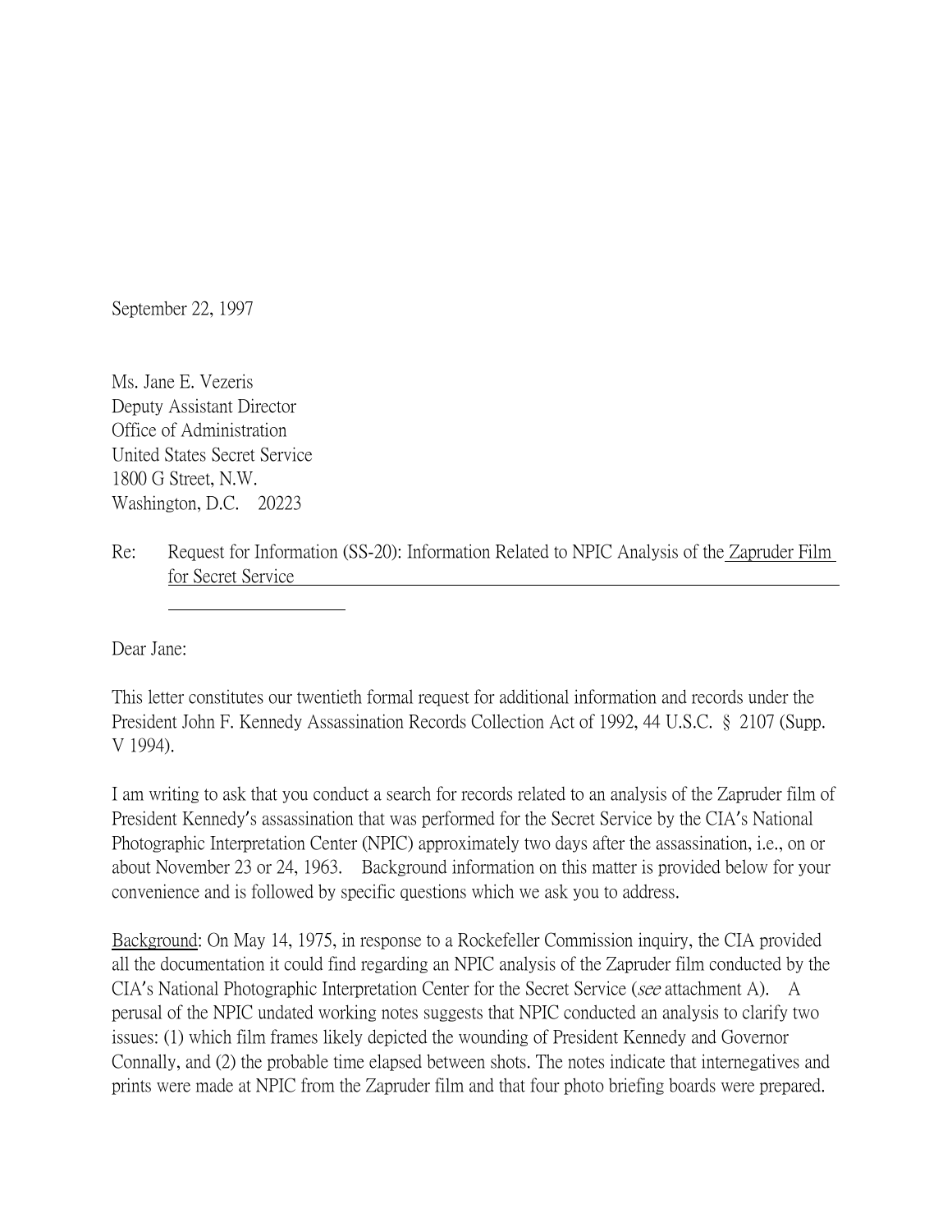September 22, 1997

Ms. Jane E. Vezeris
Deputy Assistant Director
Office of Administration
United States Secret Service
1800 G Street, N.W.
Washington, D.C. 20223

Re: Request for Information (SS-20): Information Related to NPIC Analysis of the Zapruder Film for Secret Service

Dear Jane:

This letter constitutes our twentieth formal request for additional information and records under the President John F. Kennedy Assassination Records Collection Act of 1992, 44 U.S.C. § 2107 (Supp. V 1994).

I am writing to ask that you conduct a search for records related to an analysis of the Zapruder film of President Kennedy's assassination that was performed for the Secret Service by the CIA's National Photographic Interpretation Center (NPIC) approximately two days after the assassination, i.e., on or about November 23 or 24, 1963. Background information on this matter is provided below for your convenience and is followed by specific questions which we ask you to address.

Background: On May 14, 1975, in response to a Rockefeller Commission inquiry, the CIA provided all the documentation it could find regarding an NPIC analysis of the Zapruder film conducted by the CIA's National Photographic Interpretation Center for the Secret Service (*see* attachment A). A perusal of the NPIC undated working notes suggests that NPIC conducted an analysis to clarify two issues: (1) which film frames likely depicted the wounding of President Kennedy and Governor Connally, and (2) the probable time elapsed between shots. The notes indicate that internegatives and prints were made at NPIC from the Zapruder film and that four photo briefing boards were prepared.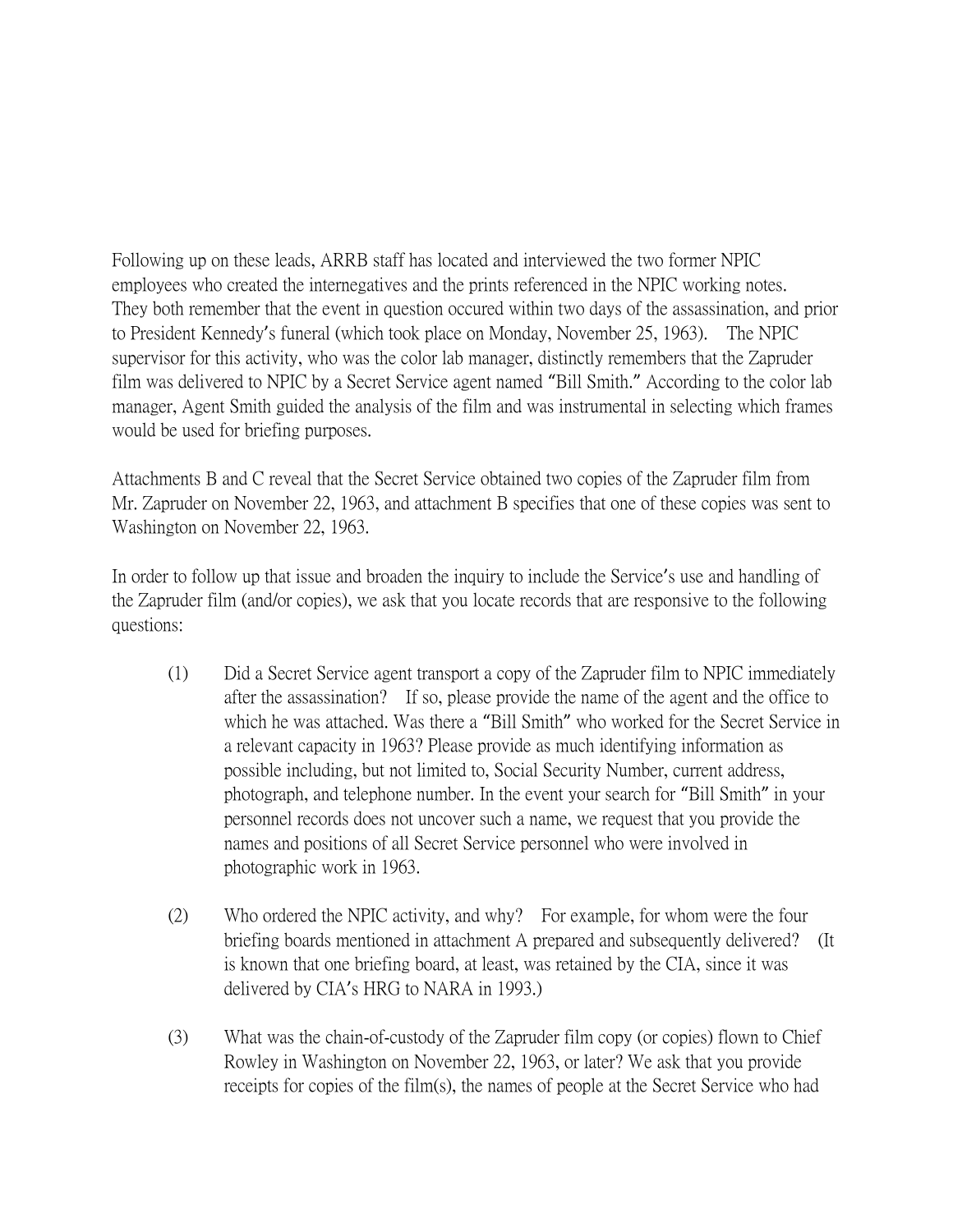Following up on these leads, ARRB staff has located and interviewed the two former NPIC employees who created the internegatives and the prints referenced in the NPIC working notes. They both remember that the event in question occured within two days of the assassination, and prior to President Kennedy's funeral (which took place on Monday, November 25, 1963). The NPIC supervisor for this activity, who was the color lab manager, distinctly remembers that the Zapruder film was delivered to NPIC by a Secret Service agent named "Bill Smith." According to the color lab manager, Agent Smith guided the analysis of the film and was instrumental in selecting which frames would be used for briefing purposes.

Attachments B and C reveal that the Secret Service obtained two copies of the Zapruder film from Mr. Zapruder on November 22, 1963, and attachment B specifies that one of these copies was sent to Washington on November 22, 1963.

In order to follow up that issue and broaden the inquiry to include the Service's use and handling of the Zapruder film (and/or copies), we ask that you locate records that are responsive to the following questions:

(1) Did a Secret Service agent transport a copy of the Zapruder film to NPIC immediately after the assassination? If so, please provide the name of the agent and the office to which he was attached. Was there a "Bill Smith" who worked for the Secret Service in a relevant capacity in 1963? Please provide as much identifying information as possible including, but not limited to, Social Security Number, current address, photograph, and telephone number. In the event your search for "Bill Smith" in your personnel records does not uncover such a name, we request that you provide the names and positions of all Secret Service personnel who were involved in photographic work in 1963.

(2) Who ordered the NPIC activity, and why? For example, for whom were the four briefing boards mentioned in attachment A prepared and subsequently delivered? (It is known that one briefing board, at least, was retained by the CIA, since it was delivered by CIA's HRG to NARA in 1993.)

(3) What was the chain-of-custody of the Zapruder film copy (or copies) flown to Chief Rowley in Washington on November 22, 1963, or later? We ask that you provide receipts for copies of the film(s), the names of people at the Secret Service who had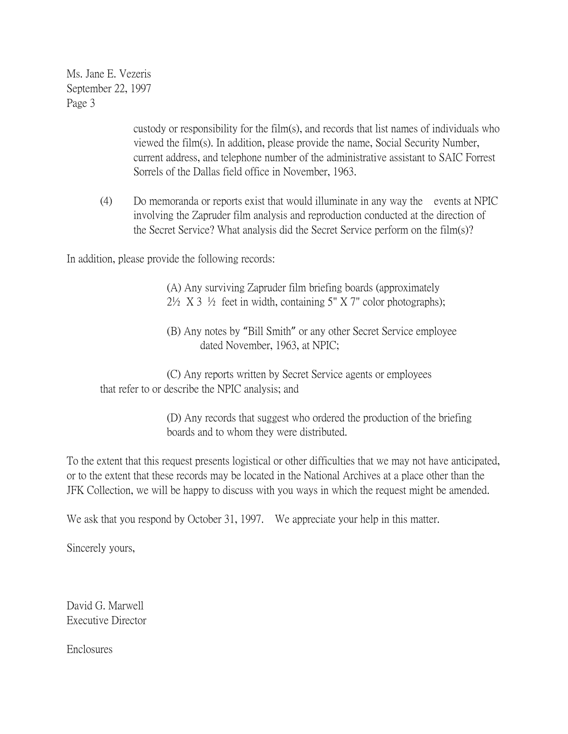Ms. Jane E. Vezeris
September 22, 1997
Page 3

custody or responsibility for the film(s), and records that list names of individuals who viewed the film(s). In addition, please provide the name, Social Security Number, current address, and telephone number of the administrative assistant to SAIC Forrest Sorrels of the Dallas field office in November, 1963.

(4) Do memoranda or reports exist that would illuminate in any way the events at NPIC involving the Zapruder film analysis and reproduction conducted at the direction of the Secret Service? What analysis did the Secret Service perform on the film(s)?

In addition, please provide the following records:

(A) Any surviving Zapruder film briefing boards (approximately 2½ X 3 ½ feet in width, containing 5" X 7" color photographs);

(B) Any notes by "Bill Smith" or any other Secret Service employee dated November, 1963, at NPIC;

(C) Any reports written by Secret Service agents or employees that refer to or describe the NPIC analysis; and

(D) Any records that suggest who ordered the production of the briefing boards and to whom they were distributed.

To the extent that this request presents logistical or other difficulties that we may not have anticipated, or to the extent that these records may be located in the National Archives at a place other than the JFK Collection, we will be happy to discuss with you ways in which the request might be amended.

We ask that you respond by October 31, 1997. We appreciate your help in this matter.

Sincerely yours,

David G. Marwell
Executive Director

Enclosures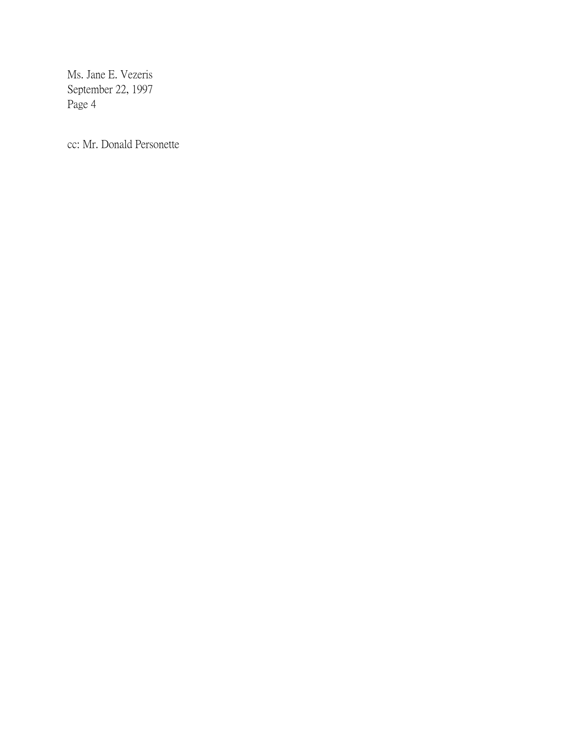cc: Mr. Donald Personette